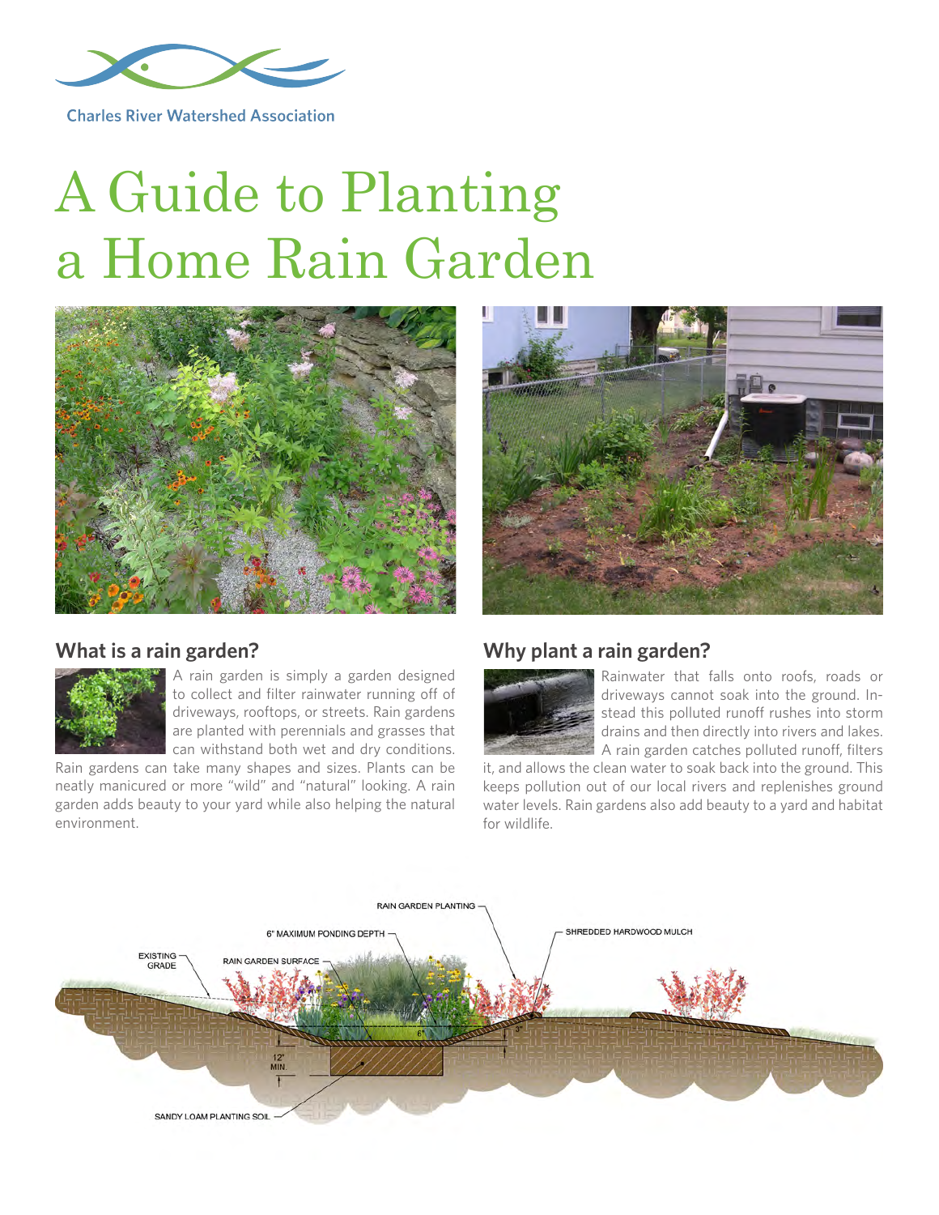Charles River Watershed Association

# A Guide to Planting a Home Rain Garden

## What is a rain garden?

A rain garden is simply a garden designed to collect and filter rainwater running off of driveways, rooftops, or streets. Rain gardens are planted with perennials and grasses that can withstand both wet and dry conditions. Rain gardens can take many shapes and sizes. Plants can be neatly manicured or more "wild" and "natural" looking. A rain garden adds beauty to your yard while also helping the natural environment.

## Why plant a rain garden?

Rainwater that falls onto roofs, roads or driveways cannot soak into the ground. Instead this polluted runoff rushes into storm drains and then directly into rivers and lakes. A rain garden catches polluted runoff, filters it, and allows the clean water to soak back into the ground. This keeps pollution out of our local rivers and replenishes ground water levels. Rain gardens also add beauty to a yard and habitat for wildlife.

RAIN GARDEN PLANTING
6" MAXIMUM PONDING DEPTH
SHREDDED HARDWOOD MULCH
EXISTING GRADE
RAIN GARDEN SURFACE
6"
3"
12" MIN.
SANDY LOAM PLANTING SOIL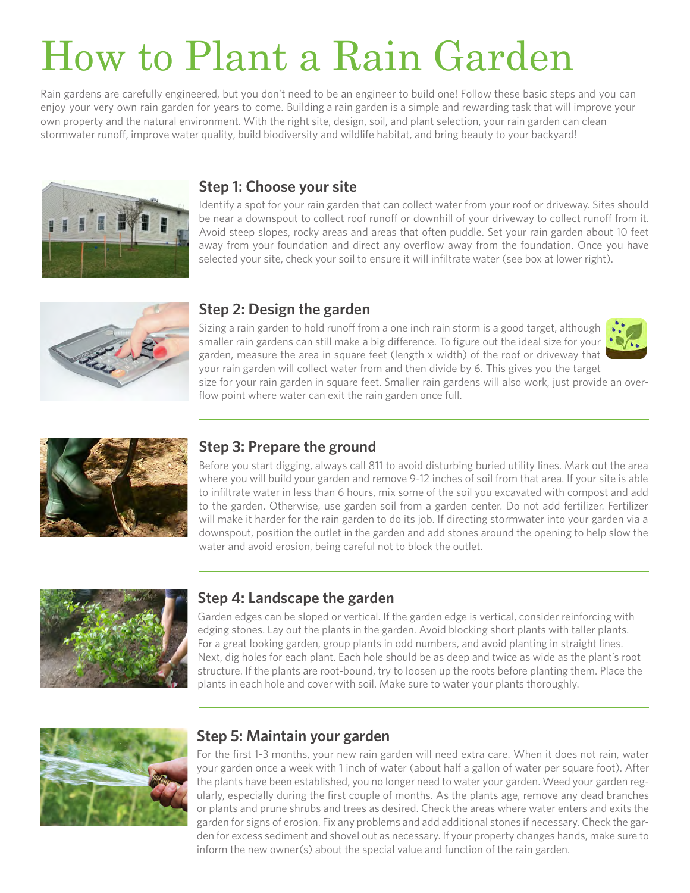# How to Plant a Rain Garden

Rain gardens are carefully engineered, but you don't need to be an engineer to build one! Follow these basic steps and you can enjoy your very own rain garden for years to come. Building a rain garden is a simple and rewarding task that will improve your own property and the natural environment. With the right site, design, soil, and plant selection, your rain garden can clean stormwater runoff, improve water quality, build biodiversity and wildlife habitat, and bring beauty to your backyard!

## Step 1: Choose your site

Identify a spot for your rain garden that can collect water from your roof or driveway. Sites should be near a downspout to collect roof runoff or downhill of your driveway to collect runoff from it. Avoid steep slopes, rocky areas and areas that often puddle. Set your rain garden about 10 feet away from your foundation and direct any overflow away from the foundation. Once you have selected your site, check your soil to ensure it will infiltrate water (see box at lower right).

## Step 2: Design the garden

Sizing a rain garden to hold runoff from a one inch rain storm is a good target, although smaller rain gardens can still make a big difference. To figure out the ideal size for your garden, measure the area in square feet (length x width) of the roof or driveway that your rain garden will collect water from and then divide by 6. This gives you the target size for your rain garden in square feet. Smaller rain gardens will also work, just provide an overflow point where water can exit the rain garden once full.

## Step 3: Prepare the ground

Before you start digging, always call 811 to avoid disturbing buried utility lines. Mark out the area where you will build your garden and remove 9-12 inches of soil from that area. If your site is able to infiltrate water in less than 6 hours, mix some of the soil you excavated with compost and add to the garden. Otherwise, use garden soil from a garden center. Do not add fertilizer. Fertilizer will make it harder for the rain garden to do its job. If directing stormwater into your garden via a downspout, position the outlet in the garden and add stones around the opening to help slow the water and avoid erosion, being careful not to block the outlet.

## Step 4: Landscape the garden

Garden edges can be sloped or vertical. If the garden edge is vertical, consider reinforcing with edging stones. Lay out the plants in the garden. Avoid blocking short plants with taller plants. For a great looking garden, group plants in odd numbers, and avoid planting in straight lines. Next, dig holes for each plant. Each hole should be as deep and twice as wide as the plant's root structure. If the plants are root-bound, try to loosen up the roots before planting them. Place the plants in each hole and cover with soil. Make sure to water your plants thoroughly.

## Step 5: Maintain your garden

For the first 1-3 months, your new rain garden will need extra care. When it does not rain, water your garden once a week with 1 inch of water (about half a gallon of water per square foot). After the plants have been established, you no longer need to water your garden. Weed your garden regularly, especially during the first couple of months. As the plants age, remove any dead branches or plants and prune shrubs and trees as desired. Check the areas where water enters and exits the garden for signs of erosion. Fix any problems and add additional stones if necessary. Check the garden for excess sediment and shovel out as necessary. If your property changes hands, make sure to inform the new owner(s) about the special value and function of the rain garden.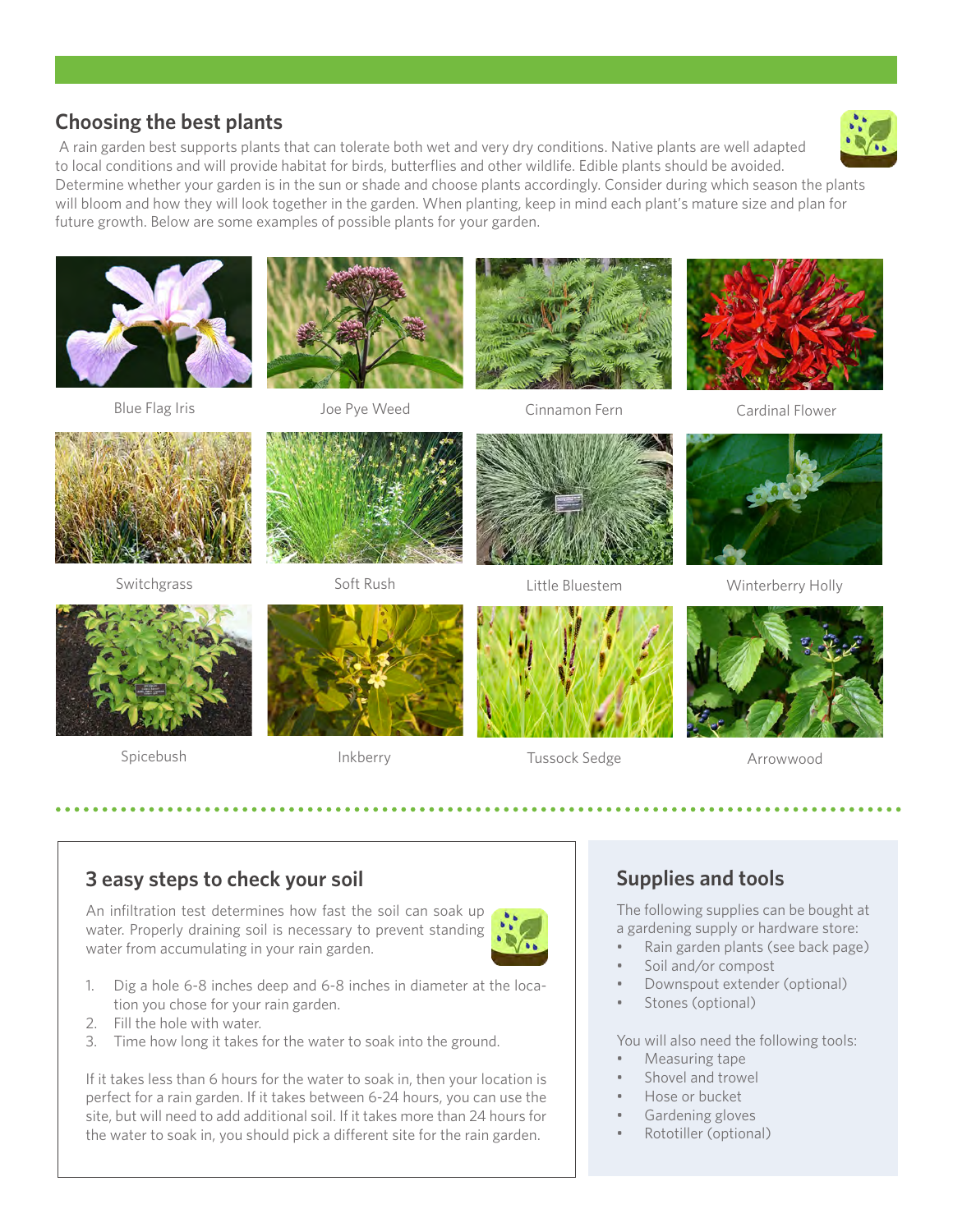## Choosing the best plants

A rain garden best supports plants that can tolerate both wet and very dry conditions. Native plants are well adapted to local conditions and will provide habitat for birds, butterflies and other wildlife. Edible plants should be avoided. Determine whether your garden is in the sun or shade and choose plants accordingly. Consider during which season the plants will bloom and how they will look together in the garden. When planting, keep in mind each plant's mature size and plan for future growth. Below are some examples of possible plants for your garden.

Blue Flag Iris

Joe Pye Weed

Cinnamon Fern

Cardinal Flower

Switchgrass

Soft Rush

Little Bluestem

Winterberry Holly

Spicebush

Inkberry

Tussock Sedge

Arrowwood

## 3 easy steps to check your soil

An infiltration test determines how fast the soil can soak up water. Properly draining soil is necessary to prevent standing water from accumulating in your rain garden.

1. Dig a hole 6-8 inches deep and 6-8 inches in diameter at the location you chose for your rain garden.
2. Fill the hole with water.
3. Time how long it takes for the water to soak into the ground.

If it takes less than 6 hours for the water to soak in, then your location is perfect for a rain garden. If it takes between 6-24 hours, you can use the site, but will need to add additional soil. If it takes more than 24 hours for the water to soak in, you should pick a different site for the rain garden.

## Supplies and tools

The following supplies can be bought at a gardening supply or hardware store:

- Rain garden plants (see back page)
- Soil and/or compost
- Downspout extender (optional)
- Stones (optional)

You will also need the following tools:

- Measuring tape
- Shovel and trowel
- Hose or bucket
- Gardening gloves
- Rototiller (optional)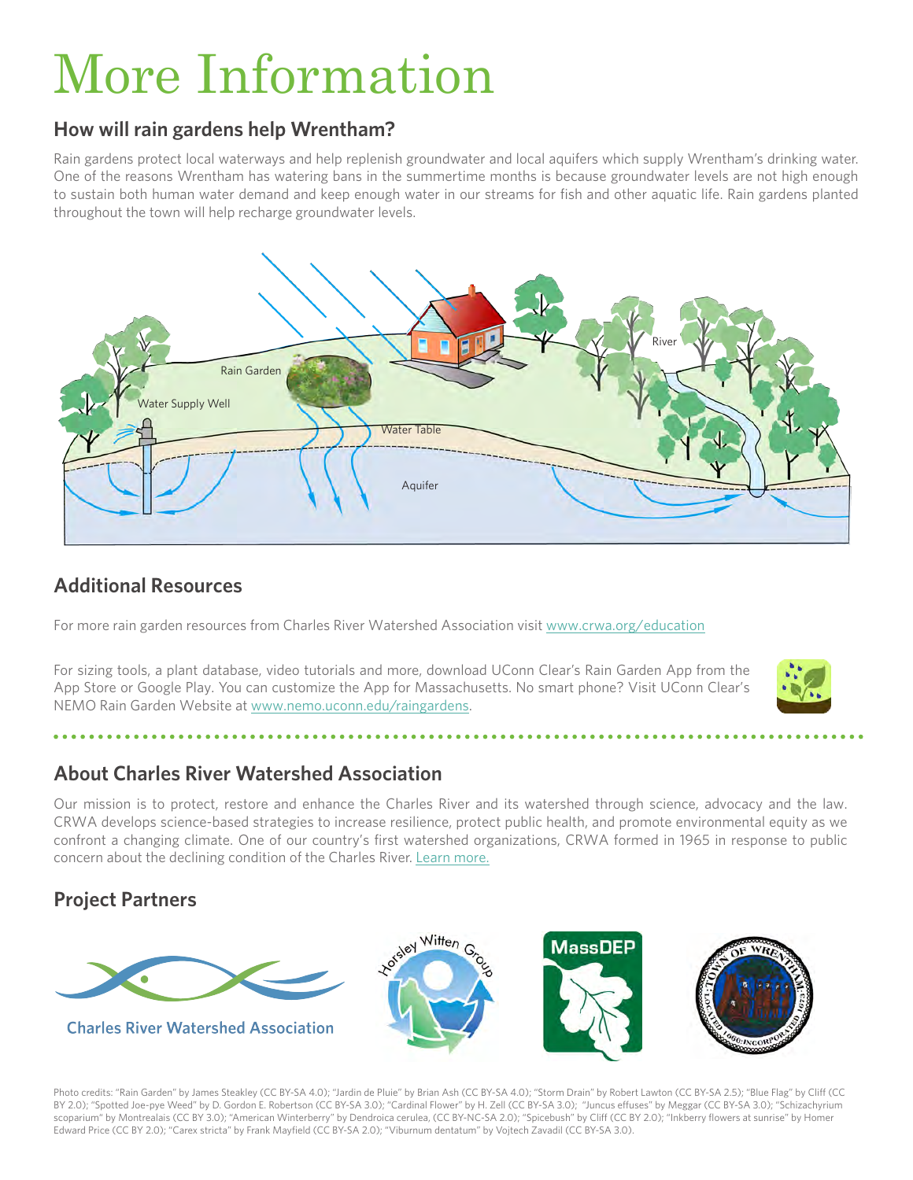# More Information

## How will rain gardens help Wrentham?

Rain gardens protect local waterways and help replenish groundwater and local aquifers which supply Wrentham's drinking water. One of the reasons Wrentham has watering bans in the summertime months is because groundwater levels are not high enough to sustain both human water demand and keep enough water in our streams for fish and other aquatic life. Rain gardens planted throughout the town will help recharge groundwater levels.

Rain Garden

Water Supply Well

Water Table

Aquifer

River

## Additional Resources

For more rain garden resources from Charles River Watershed Association visit www.crwa.org/education

For sizing tools, a plant database, video tutorials and more, download UConn Clear's Rain Garden App from the App Store or Google Play. You can customize the App for Massachusetts. No smart phone? Visit UConn Clear's NEMO Rain Garden Website at www.nemo.uconn.edu/raingardens.

## About Charles River Watershed Association

Our mission is to protect, restore and enhance the Charles River and its watershed through science, advocacy and the law. CRWA develops science-based strategies to increase resilience, protect public health, and promote environmental equity as we confront a changing climate. One of our country's first watershed organizations, CRWA formed in 1965 in response to public concern about the declining condition of the Charles River. Learn more.

## Project Partners

Charles River Watershed Association

Horsley Witten Group

MassDEP

Town of Wrentham

Photo credits: "Rain Garden" by James Steakley (CC BY-SA 4.0); "Jardin de Pluie" by Brian Ash (CC BY-SA 4.0); "Storm Drain" by Robert Lawton (CC BY-SA 2.5); "Blue Flag" by Cliff (CC BY 2.0); "Spotted Joe-pye Weed" by D. Gordon E. Robertson (CC BY-SA 3.0); "Cardinal Flower" by H. Zell (CC BY-SA 3.0); "Juncus effuses" by Meggar (CC BY-SA 3.0); "Schizachyrium scoparium" by Montrealais (CC BY 3.0); "American Winterberry" by Dendroica cerulea, (CC BY-NC-SA 2.0); "Spicebush" by Cliff (CC BY 2.0); "Inkberry flowers at sunrise" by Homer Edward Price (CC BY 2.0); "Carex stricta" by Frank Mayfield (CC BY-SA 2.0); "Viburnum dentatum" by Vojtech Zavadil (CC BY-SA 3.0).